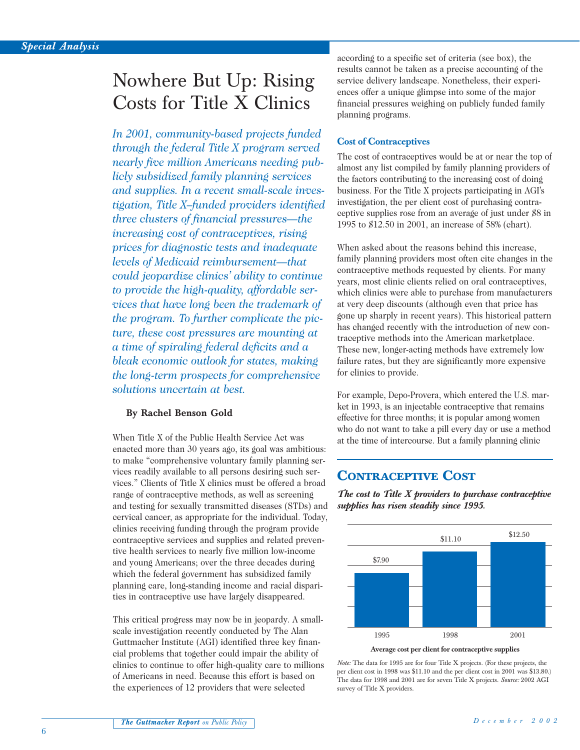Special Analysis

# Nowhere But Up: Rising Costs for Title X Clinics

*In 2001, community-based projects funded through the federal Title X program served nearly five million Americans needing publicly subsidized family planning services and supplies. In a recent small-scale investigation, Title X–funded providers identified three clusters of financial pressures—the increasing cost of contraceptives, rising prices for diagnostic tests and inadequate levels of Medicaid reimbursement—that could jeopardize clinics' ability to continue to provide the high-quality, affordable services that have long been the trademark of the program. To further complicate the picture, these cost pressures are mounting at a time of spiraling federal deficits and a bleak economic outlook for states, making the long-term prospects for comprehensive solutions uncertain at best.*

**By Rachel Benson Gold**

When Title X of the Public Health Service Act was enacted more than 30 years ago, its goal was ambitious: to make "comprehensive voluntary family planning services readily available to all persons desiring such services." Clients of Title X clinics must be offered a broad range of contraceptive methods, as well as screening and testing for sexually transmitted diseases (STDs) and cervical cancer, as appropriate for the individual. Today, clinics receiving funding through the program provide contraceptive services and supplies and related preventive health services to nearly five million low-income and young Americans; over the three decades during which the federal government has subsidized family planning care, long-standing income and racial disparities in contraceptive use have largely disappeared.

This critical progress may now be in jeopardy. A small-scale investigation recently conducted by The Alan Guttmacher Institute (AGI) identified three key financial problems that together could impair the ability of clinics to continue to offer high-quality care to millions of Americans in need. Because this effort is based on the experiences of 12 providers that were selected according to a specific set of criteria (see box), the results cannot be taken as a precise accounting of the service delivery landscape. Nonetheless, their experiences offer a unique glimpse into some of the major financial pressures weighing on publicly funded family planning programs.

### Cost of Contraceptives

The cost of contraceptives would be at or near the top of almost any list compiled by family planning providers of the factors contributing to the increasing cost of doing business. For the Title X projects participating in AGI's investigation, the per client cost of purchasing contraceptive supplies rose from an average of just under $8 in 1995 to $12.50 in 2001, an increase of 58% (chart).

When asked about the reasons behind this increase, family planning providers most often cite changes in the contraceptive methods requested by clients. For many years, most clinic clients relied on oral contraceptives, which clinics were able to purchase from manufacturers at very deep discounts (although even that price has gone up sharply in recent years). This historical pattern has changed recently with the introduction of new contraceptive methods into the American marketplace. These new, longer-acting methods have extremely low failure rates, but they are significantly more expensive for clinics to provide.

For example, Depo-Provera, which entered the U.S. market in 1993, is an injectable contraceptive that remains effective for three months; it is popular among women who do not want to take a pill every day or use a method at the time of intercourse. But a family planning clinic

## Contraceptive Cost

***The cost to Title X providers to purchase contraceptive supplies has risen steadily since 1995.***

| Year | Average cost per client for contraceptive supplies |
|---|---|
| 1995 | $7.90 |
| 1998 | $11.10 |
| 2001 | $12.50 |

*Note:* The data for 1995 are for four Title X projects. (For these projects, the per client cost in 1998 was $11.10 and the per client cost in 2001 was $13.80.) The data for 1998 and 2001 are for seven Title X projects. *Source:* 2002 AGI survey of Title X providers.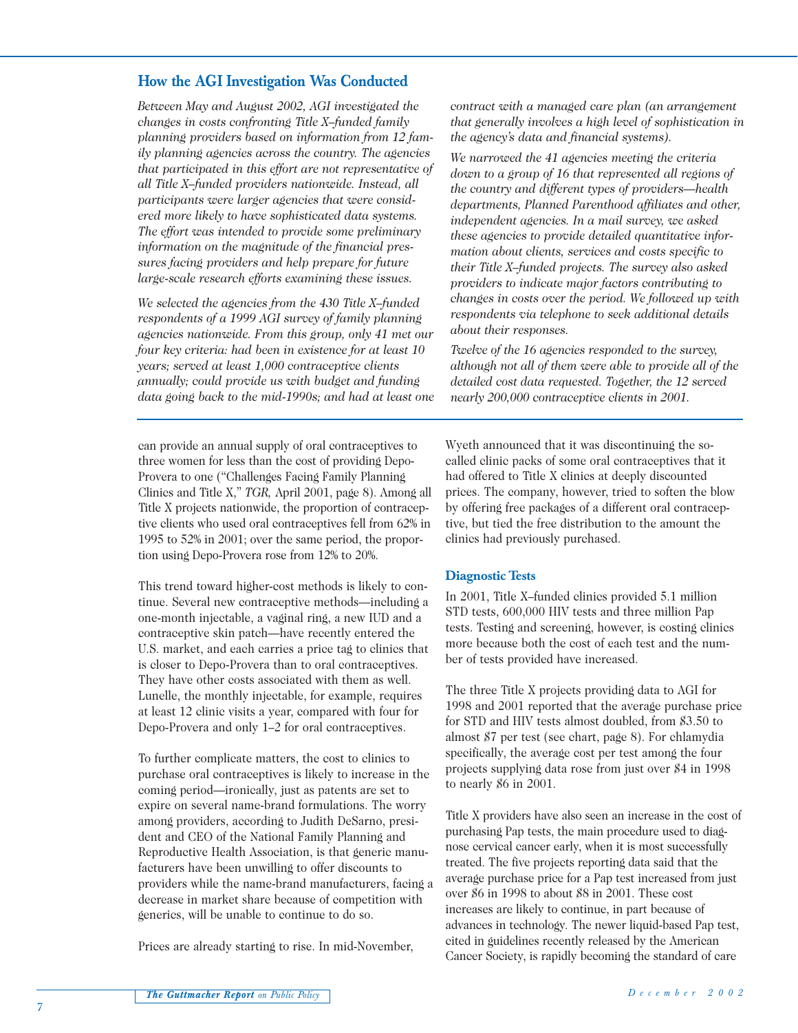## How the AGI Investigation Was Conducted

*Between May and August 2002, AGI investigated the changes in costs confronting Title X–funded family planning providers based on information from 12 family planning agencies across the country. The agencies that participated in this effort are not representative of all Title X–funded providers nationwide. Instead, all participants were larger agencies that were considered more likely to have sophisticated data systems. The effort was intended to provide some preliminary information on the magnitude of the financial pressures facing providers and help prepare for future large-scale research efforts examining these issues.*

*We selected the agencies from the 430 Title X–funded respondents of a 1999 AGI survey of family planning agencies nationwide. From this group, only 41 met our four key criteria: had been in existence for at least 10 years; served at least 1,000 contraceptive clients annually; could provide us with budget and funding data going back to the mid-1990s; and had at least one contract with a managed care plan (an arrangement that generally involves a high level of sophistication in the agency's data and financial systems).*

*We narrowed the 41 agencies meeting the criteria down to a group of 16 that represented all regions of the country and different types of providers—health departments, Planned Parenthood affiliates and other, independent agencies. In a mail survey, we asked these agencies to provide detailed quantitative information about clients, services and costs specific to their Title X–funded projects. The survey also asked providers to indicate major factors contributing to changes in costs over the period. We followed up with respondents via telephone to seek additional details about their responses.*

*Twelve of the 16 agencies responded to the survey, although not all of them were able to provide all of the detailed cost data requested. Together, the 12 served nearly 200,000 contraceptive clients in 2001.*

---

can provide an annual supply of oral contraceptives to three women for less than the cost of providing Depo-Provera to one ("Challenges Facing Family Planning Clinics and Title X," *TGR,* April 2001, page 8). Among all Title X projects nationwide, the proportion of contraceptive clients who used oral contraceptives fell from 62% in 1995 to 52% in 2001; over the same period, the proportion using Depo-Provera rose from 12% to 20%.

This trend toward higher-cost methods is likely to continue. Several new contraceptive methods—including a one-month injectable, a vaginal ring, a new IUD and a contraceptive skin patch—have recently entered the U.S. market, and each carries a price tag to clinics that is closer to Depo-Provera than to oral contraceptives. They have other costs associated with them as well. Lunelle, the monthly injectable, for example, requires at least 12 clinic visits a year, compared with four for Depo-Provera and only 1–2 for oral contraceptives.

To further complicate matters, the cost to clinics to purchase oral contraceptives is likely to increase in the coming period—ironically, just as patents are set to expire on several name-brand formulations. The worry among providers, according to Judith DeSarno, president and CEO of the National Family Planning and Reproductive Health Association, is that generic manufacturers have been unwilling to offer discounts to providers while the name-brand manufacturers, facing a decrease in market share because of competition with generics, will be unable to continue to do so.

Prices are already starting to rise. In mid-November, Wyeth announced that it was discontinuing the so-called clinic packs of some oral contraceptives that it had offered to Title X clinics at deeply discounted prices. The company, however, tried to soften the blow by offering free packages of a different oral contraceptive, but tied the free distribution to the amount the clinics had previously purchased.

### Diagnostic Tests

In 2001, Title X–funded clinics provided 5.1 million STD tests, 600,000 HIV tests and three million Pap tests. Testing and screening, however, is costing clinics more because both the cost of each test and the number of tests provided have increased.

The three Title X projects providing data to AGI for 1998 and 2001 reported that the average purchase price for STD and HIV tests almost doubled, from $3.50 to almost $7 per test (see chart, page 8). For chlamydia specifically, the average cost per test among the four projects supplying data rose from just over $4 in 1998 to nearly $6 in 2001.

Title X providers have also seen an increase in the cost of purchasing Pap tests, the main procedure used to diagnose cervical cancer early, when it is most successfully treated. The five projects reporting data said that the average purchase price for a Pap test increased from just over $6 in 1998 to about $8 in 2001. These cost increases are likely to continue, in part because of advances in technology. The newer liquid-based Pap test, cited in guidelines recently released by the American Cancer Society, is rapidly becoming the standard of care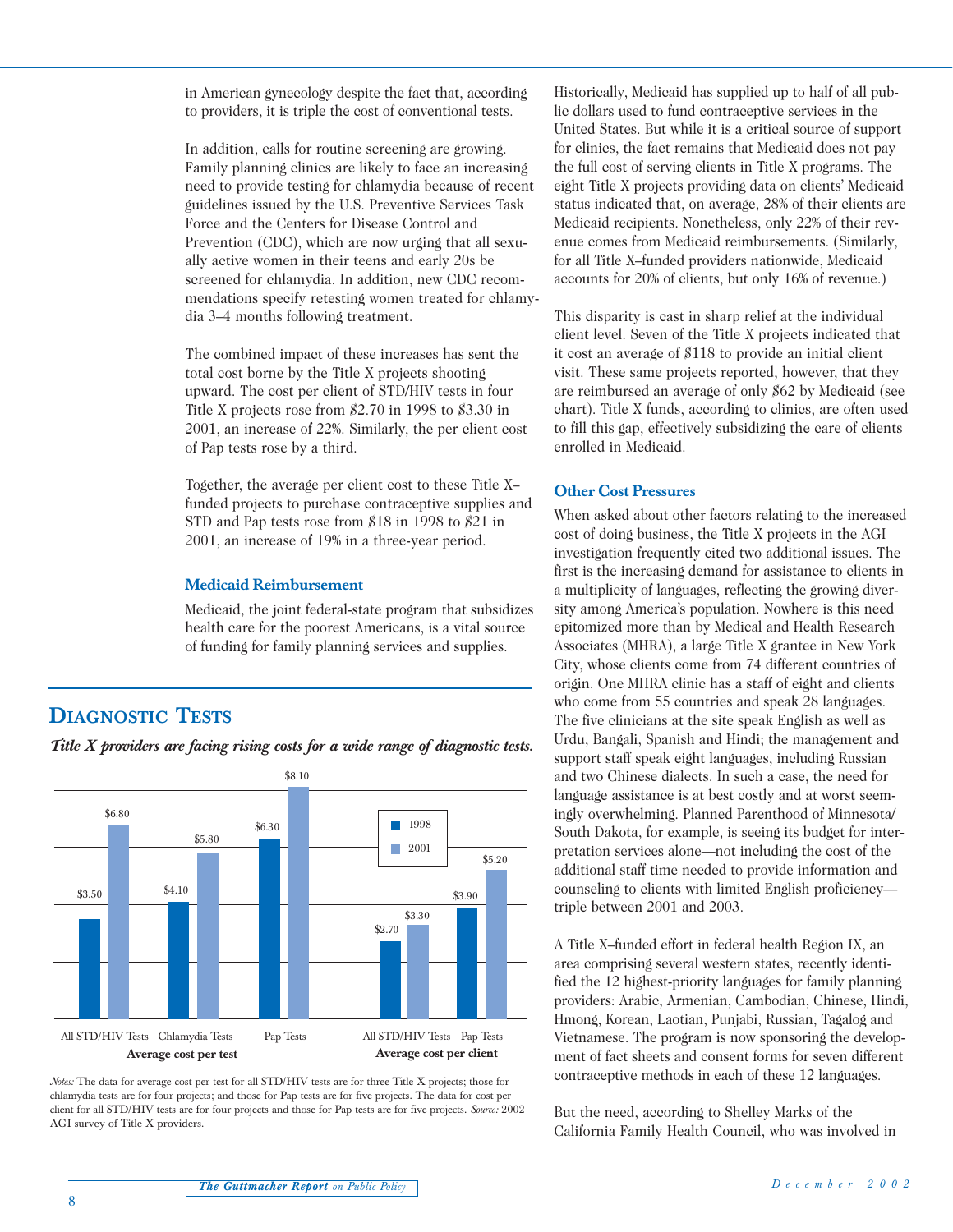in American gynecology despite the fact that, according to providers, it is triple the cost of conventional tests.

In addition, calls for routine screening are growing. Family planning clinics are likely to face an increasing need to provide testing for chlamydia because of recent guidelines issued by the U.S. Preventive Services Task Force and the Centers for Disease Control and Prevention (CDC), which are now urging that all sexually active women in their teens and early 20s be screened for chlamydia. In addition, new CDC recommendations specify retesting women treated for chlamydia 3–4 months following treatment.

The combined impact of these increases has sent the total cost borne by the Title X projects shooting upward. The cost per client of STD/HIV tests in four Title X projects rose from $2.70 in 1998 to $3.30 in 2001, an increase of 22%. Similarly, the per client cost of Pap tests rose by a third.

Together, the average per client cost to these Title X–funded projects to purchase contraceptive supplies and STD and Pap tests rose from $18 in 1998 to $21 in 2001, an increase of 19% in a three-year period.

### Medicaid Reimbursement

Medicaid, the joint federal-state program that subsidizes health care for the poorest Americans, is a vital source of funding for family planning services and supplies.

## Diagnostic Tests

*Title X providers are facing rising costs for a wide range of diagnostic tests.*

| | 1998 | 2001 |
|---|---|---|
| **Average cost per test** | | |
| All STD/HIV Tests | $3.50 | $6.80 |
| Chlamydia Tests | $4.10 | $5.80 |
| Pap Tests | $6.30 | $8.10 |
| **Average cost per client** | | |
| All STD/HIV Tests | $2.70 | $3.30 |
| Pap Tests | $3.90 | $5.20 |

*Notes:* The data for average cost per test for all STD/HIV tests are for three Title X projects; those for chlamydia tests are for four projects; and those for Pap tests are for five projects. The data for cost per client for all STD/HIV tests are for four projects and those for Pap tests are for five projects. *Source:* 2002 AGI survey of Title X providers.

Historically, Medicaid has supplied up to half of all public dollars used to fund contraceptive services in the United States. But while it is a critical source of support for clinics, the fact remains that Medicaid does not pay the full cost of serving clients in Title X programs. The eight Title X projects providing data on clients' Medicaid status indicated that, on average, 28% of their clients are Medicaid recipients. Nonetheless, only 22% of their revenue comes from Medicaid reimbursements. (Similarly, for all Title X–funded providers nationwide, Medicaid accounts for 20% of clients, but only 16% of revenue.)

This disparity is cast in sharp relief at the individual client level. Seven of the Title X projects indicated that it cost an average of $118 to provide an initial client visit. These same projects reported, however, that they are reimbursed an average of only $62 by Medicaid (see chart). Title X funds, according to clinics, are often used to fill this gap, effectively subsidizing the care of clients enrolled in Medicaid.

### Other Cost Pressures

When asked about other factors relating to the increased cost of doing business, the Title X projects in the AGI investigation frequently cited two additional issues. The first is the increasing demand for assistance to clients in a multiplicity of languages, reflecting the growing diversity among America's population. Nowhere is this need epitomized more than by Medical and Health Research Associates (MHRA), a large Title X grantee in New York City, whose clients come from 74 different countries of origin. One MHRA clinic has a staff of eight and clients who come from 55 countries and speak 28 languages. The five clinicians at the site speak English as well as Urdu, Bangali, Spanish and Hindi; the management and support staff speak eight languages, including Russian and two Chinese dialects. In such a case, the need for language assistance is at best costly and at worst seemingly overwhelming. Planned Parenthood of Minnesota/South Dakota, for example, is seeing its budget for interpretation services alone—not including the cost of the additional staff time needed to provide information and counseling to clients with limited English proficiency—triple between 2001 and 2003.

A Title X–funded effort in federal health Region IX, an area comprising several western states, recently identified the 12 highest-priority languages for family planning providers: Arabic, Armenian, Cambodian, Chinese, Hindi, Hmong, Korean, Laotian, Punjabi, Russian, Tagalog and Vietnamese. The program is now sponsoring the development of fact sheets and consent forms for seven different contraceptive methods in each of these 12 languages.

But the need, according to Shelley Marks of the California Family Health Council, who was involved in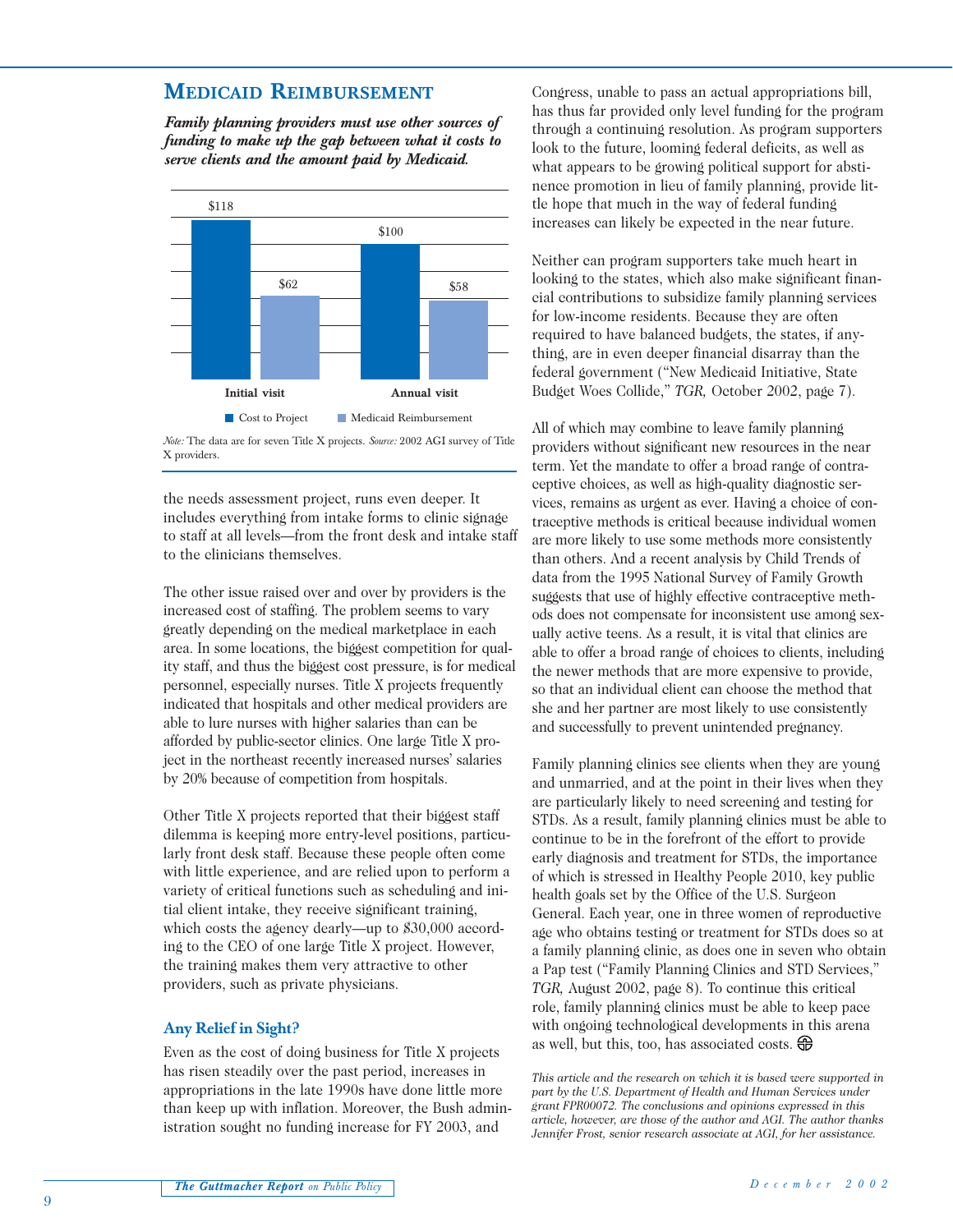## Medicaid Reimbursement

***Family planning providers must use other sources of funding to make up the gap between what it costs to serve clients and the amount paid by Medicaid.***

$118

$62

$100

$58

Initial visit

Annual visit

Cost to Project

Medicaid Reimbursement

*Note:* The data are for seven Title X projects. *Source:* 2002 AGI survey of Title X providers.

the needs assessment project, runs even deeper. It includes everything from intake forms to clinic signage to staff at all levels—from the front desk and intake staff to the clinicians themselves.

The other issue raised over and over by providers is the increased cost of staffing. The problem seems to vary greatly depending on the medical marketplace in each area. In some locations, the biggest competition for quality staff, and thus the biggest cost pressure, is for medical personnel, especially nurses. Title X projects frequently indicated that hospitals and other medical providers are able to lure nurses with higher salaries than can be afforded by public-sector clinics. One large Title X project in the northeast recently increased nurses' salaries by 20% because of competition from hospitals.

Other Title X projects reported that their biggest staff dilemma is keeping more entry-level positions, particularly front desk staff. Because these people often come with little experience, and are relied upon to perform a variety of critical functions such as scheduling and initial client intake, they receive significant training, which costs the agency dearly—up to $30,000 according to the CEO of one large Title X project. However, the training makes them very attractive to other providers, such as private physicians.

### Any Relief in Sight?

Even as the cost of doing business for Title X projects has risen steadily over the past period, increases in appropriations in the late 1990s have done little more than keep up with inflation. Moreover, the Bush administration sought no funding increase for FY 2003, and Congress, unable to pass an actual appropriations bill, has thus far provided only level funding for the program through a continuing resolution. As program supporters look to the future, looming federal deficits, as well as what appears to be growing political support for abstinence promotion in lieu of family planning, provide little hope that much in the way of federal funding increases can likely be expected in the near future.

Neither can program supporters take much heart in looking to the states, which also make significant financial contributions to subsidize family planning services for low-income residents. Because they are often required to have balanced budgets, the states, if anything, are in even deeper financial disarray than the federal government ("New Medicaid Initiative, State Budget Woes Collide," *TGR,* October 2002, page 7).

All of which may combine to leave family planning providers without significant new resources in the near term. Yet the mandate to offer a broad range of contraceptive choices, as well as high-quality diagnostic services, remains as urgent as ever. Having a choice of contraceptive methods is critical because individual women are more likely to use some methods more consistently than others. And a recent analysis by Child Trends of data from the 1995 National Survey of Family Growth suggests that use of highly effective contraceptive methods does not compensate for inconsistent use among sexually active teens. As a result, it is vital that clinics are able to offer a broad range of choices to clients, including the newer methods that are more expensive to provide, so that an individual client can choose the method that she and her partner are most likely to use consistently and successfully to prevent unintended pregnancy.

Family planning clinics see clients when they are young and unmarried, and at the point in their lives when they are particularly likely to need screening and testing for STDs. As a result, family planning clinics must be able to continue to be in the forefront of the effort to provide early diagnosis and treatment for STDs, the importance of which is stressed in Healthy People 2010, key public health goals set by the Office of the U.S. Surgeon General. Each year, one in three women of reproductive age who obtains testing or treatment for STDs does so at a family planning clinic, as does one in seven who obtain a Pap test ("Family Planning Clinics and STD Services," *TGR,* August 2002, page 8). To continue this critical role, family planning clinics must be able to keep pace with ongoing technological developments in this arena as well, but this, too, has associated costs.

*This article and the research on which it is based were supported in part by the U.S. Department of Health and Human Services under grant FPR00072. The conclusions and opinions expressed in this article, however, are those of the author and AGI. The author thanks Jennifer Frost, senior research associate at AGI, for her assistance.*